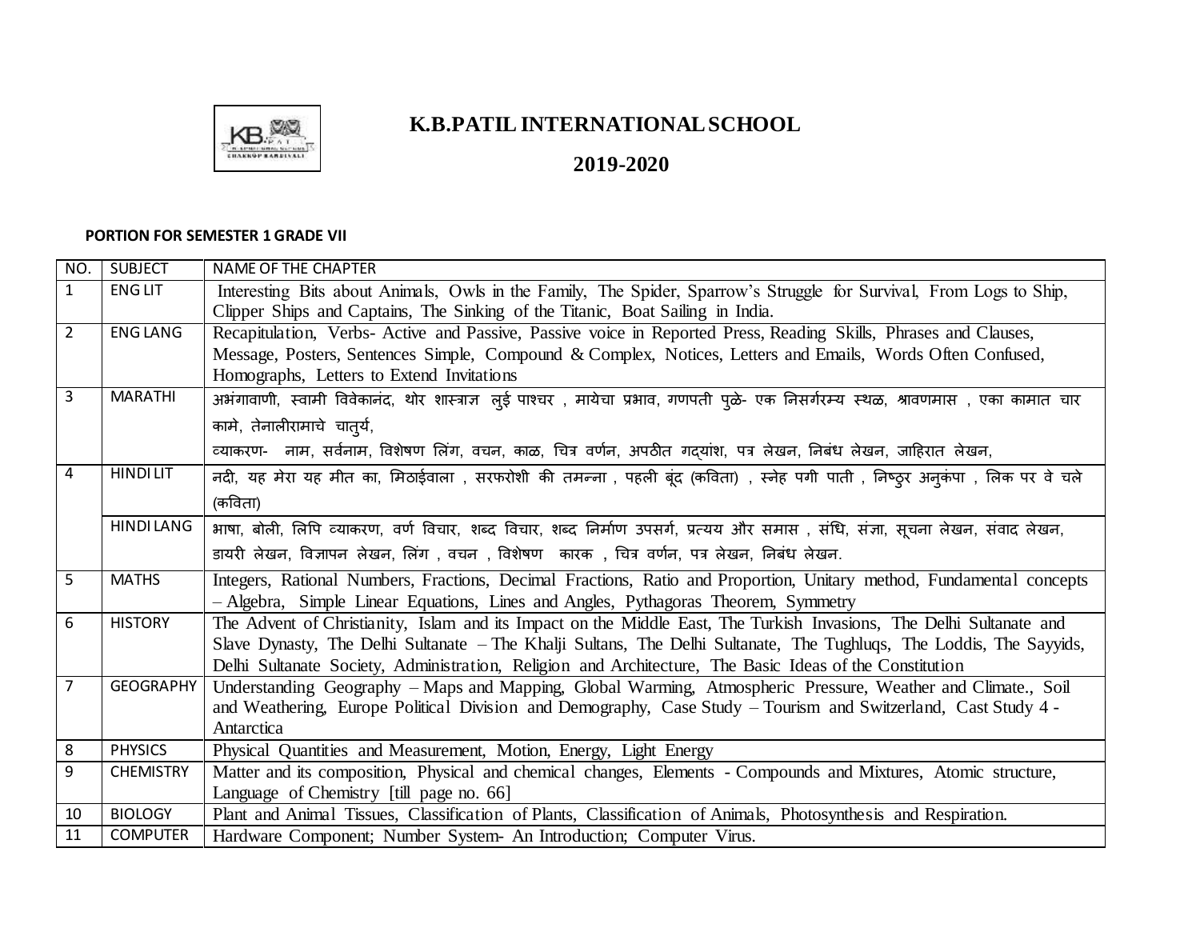# K.B.PATIL INTERNATIONAL SCHOOL

## 2019-2020

**PORTION FOR SEMESTER 1 GRADE VII**

| NO. | SUBJECT | NAME OF THE CHAPTER |
|---|---|---|
| 1 | ENG LIT | Interesting Bits about Animals, Owls in the Family, The Spider, Sparrow's Struggle for Survival, From Logs to Ship, Clipper Ships and Captains, The Sinking of the Titanic, Boat Sailing in India. |
| 2 | ENG LANG | Recapitulation, Verbs- Active and Passive, Passive voice in Reported Press, Reading Skills, Phrases and Clauses, Message, Posters, Sentences Simple, Compound & Complex, Notices, Letters and Emails, Words Often Confused, Homographs, Letters to Extend Invitations |
| 3 | MARATHI | अभंगावाणी, स्वामी विवेकानंद, थोर शास्त्राज्ञ लुई पाश्चर , मायेचा प्रभाव, गणपती पुळे- एक निसर्गरम्य स्थळ, श्रावणमास , एका कामात चार कामे, तेनालीरामाचे चातुर्य,<br>व्याकरण- नाम, सर्वनाम, विशेषण लिंग, वचन, काळ, चित्र वर्णन, अपठीत गद्यांश, पत्र लेखन, निबंध लेखन, जाहिरात लेखन, |
| 4 | HINDI LIT | नदी, यह मेरा यह मीत का, मिठाईवाला , सरफरोशी की तमन्ना , पहली बूंद (कविता) , स्नेह पगी पाती , निष्ठुर अनुकंपा , लिक पर वे चले (कविता) |
| | HINDI LANG | भाषा, बोली, लिपि व्याकरण, वर्ण विचार, शब्द विचार, शब्द निर्माण उपसर्ग, प्रत्यय और समास , संधि, संज्ञा, सूचना लेखन, संवाद लेखन, डायरी लेखन, विज्ञापन लेखन, लिंग , वचन , विशेषण कारक , चित्र वर्णन, पत्र लेखन, निबंध लेखन. |
| 5 | MATHS | Integers, Rational Numbers, Fractions, Decimal Fractions, Ratio and Proportion, Unitary method, Fundamental concepts – Algebra, Simple Linear Equations, Lines and Angles, Pythagoras Theorem, Symmetry |
| 6 | HISTORY | The Advent of Christianity, Islam and its Impact on the Middle East, The Turkish Invasions, The Delhi Sultanate and Slave Dynasty, The Delhi Sultanate – The Khalji Sultans, The Delhi Sultanate, The Tughluqs, The Loddis, The Sayyids, Delhi Sultanate Society, Administration, Religion and Architecture, The Basic Ideas of the Constitution |
| 7 | GEOGRAPHY | Understanding Geography – Maps and Mapping, Global Warming, Atmospheric Pressure, Weather and Climate., Soil and Weathering, Europe Political Division and Demography, Case Study – Tourism and Switzerland, Cast Study 4 - Antarctica |
| 8 | PHYSICS | Physical Quantities and Measurement, Motion, Energy, Light Energy |
| 9 | CHEMISTRY | Matter and its composition, Physical and chemical changes, Elements - Compounds and Mixtures, Atomic structure, Language of Chemistry [till page no. 66] |
| 10 | BIOLOGY | Plant and Animal Tissues, Classification of Plants, Classification of Animals, Photosynthesis and Respiration. |
| 11 | COMPUTER | Hardware Component; Number System- An Introduction; Computer Virus. |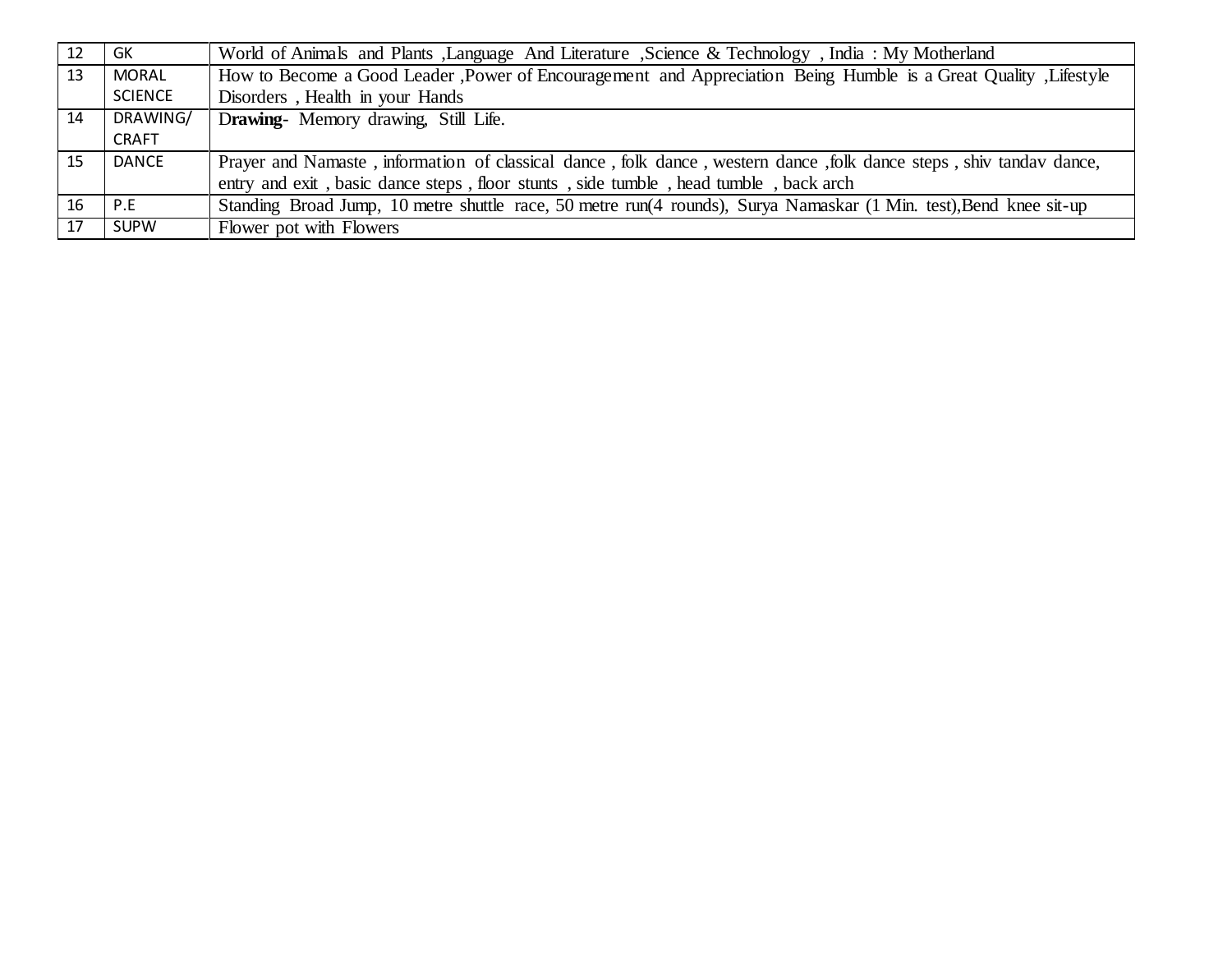| | | |
|---|---|---|
| 12 | GK | World of Animals and Plants ,Language And Literature ,Science & Technology , India : My Motherland |
| 13 | MORAL SCIENCE | How to Become a Good Leader ,Power of Encouragement and Appreciation Being Humble is a Great Quality ,Lifestyle Disorders , Health in your Hands |
| 14 | DRAWING/ CRAFT | **Drawing**- Memory drawing, Still Life. |
| 15 | DANCE | Prayer and Namaste , information of classical dance , folk dance , western dance ,folk dance steps , shiv tandav dance, entry and exit , basic dance steps , floor stunts , side tumble , head tumble , back arch |
| 16 | P.E | Standing Broad Jump, 10 metre shuttle race, 50 metre run(4 rounds), Surya Namaskar (1 Min. test),Bend knee sit-up |
| 17 | SUPW | Flower pot with Flowers |